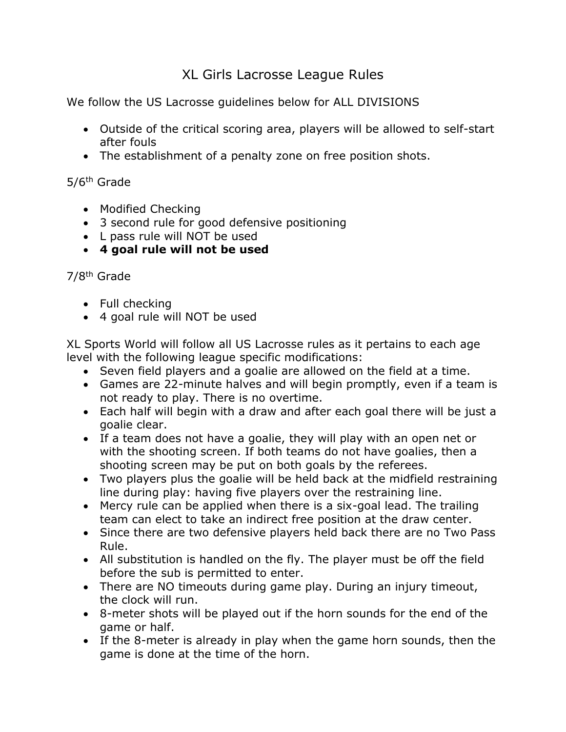# XL Girls Lacrosse League Rules

We follow the US Lacrosse guidelines below for ALL DIVISIONS

- Outside of the critical scoring area, players will be allowed to self-start after fouls
- The establishment of a penalty zone on free position shots.

5/6th Grade

- Modified Checking
- 3 second rule for good defensive positioning
- L pass rule will NOT be used
- **4 goal rule will not be used**

7/8th Grade

- Full checking
- 4 goal rule will NOT be used

XL Sports World will follow all US Lacrosse rules as it pertains to each age level with the following league specific modifications:

- Seven field players and a goalie are allowed on the field at a time.
- Games are 22-minute halves and will begin promptly, even if a team is not ready to play. There is no overtime.
- Each half will begin with a draw and after each goal there will be just a goalie clear.
- If a team does not have a goalie, they will play with an open net or with the shooting screen. If both teams do not have goalies, then a shooting screen may be put on both goals by the referees.
- Two players plus the goalie will be held back at the midfield restraining line during play: having five players over the restraining line.
- Mercy rule can be applied when there is a six-goal lead. The trailing team can elect to take an indirect free position at the draw center.
- Since there are two defensive players held back there are no Two Pass Rule.
- All substitution is handled on the fly. The player must be off the field before the sub is permitted to enter.
- There are NO timeouts during game play. During an injury timeout, the clock will run.
- 8-meter shots will be played out if the horn sounds for the end of the game or half.
- If the 8-meter is already in play when the game horn sounds, then the game is done at the time of the horn.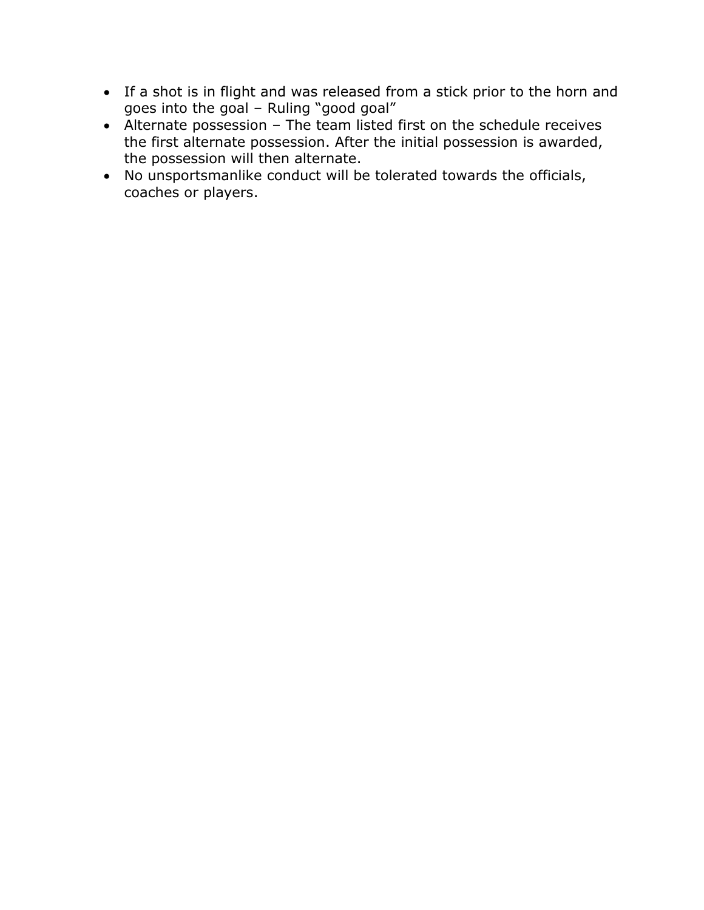- If a shot is in flight and was released from a stick prior to the horn and goes into the goal – Ruling "good goal"
- Alternate possession – The team listed first on the schedule receives the first alternate possession. After the initial possession is awarded, the possession will then alternate.
- No unsportsmanlike conduct will be tolerated towards the officials, coaches or players.